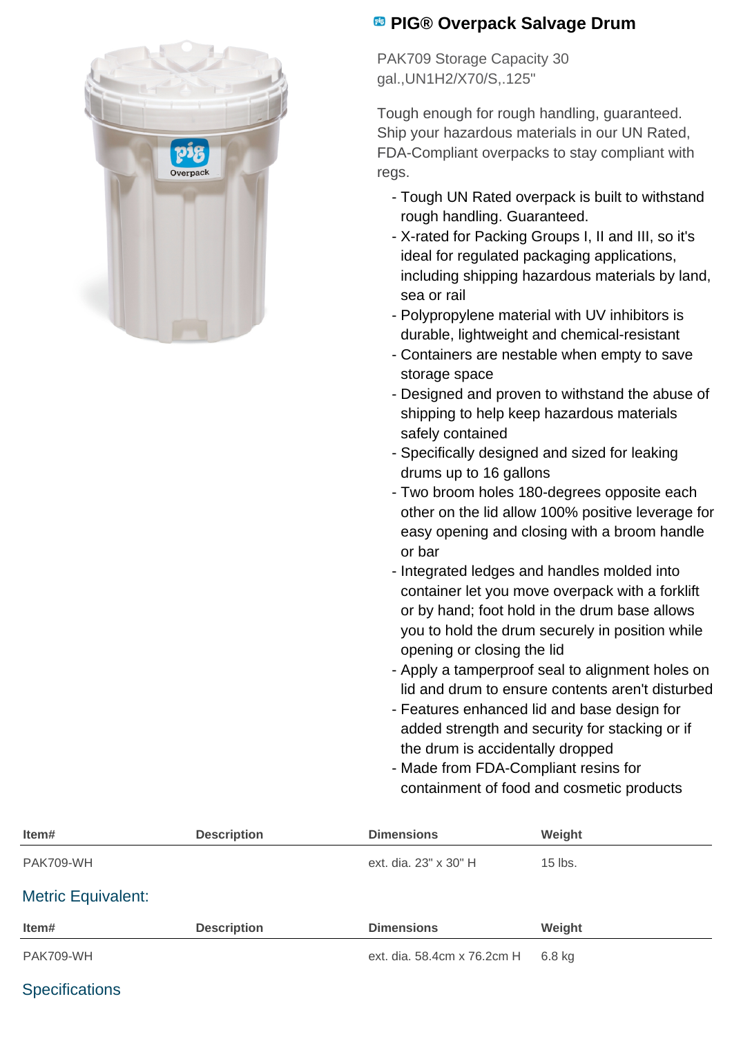# PIG® Overpack Salvage Drum

PAK709 Storage Capacity 30 gal.,UN1H2/X70/S,.125"

Tough enough for rough handling, guaranteed. Ship your hazardous materials in our UN Rated, FDA-Compliant overpacks to stay compliant with regs.

- Tough UN Rated overpack is built to withstand rough handling. Guaranteed.
- X-rated for Packing Groups I, II and III, so it's ideal for regulated packaging applications, including shipping hazardous materials by land, sea or rail
- Polypropylene material with UV inhibitors is durable, lightweight and chemical-resistant
- Containers are nestable when empty to save storage space
- Designed and proven to withstand the abuse of shipping to help keep hazardous materials safely contained
- Specifically designed and sized for leaking drums up to 16 gallons
- Two broom holes 180-degrees opposite each other on the lid allow 100% positive leverage for easy opening and closing with a broom handle or bar
- Integrated ledges and handles molded into container let you move overpack with a forklift or by hand; foot hold in the drum base allows you to hold the drum securely in position while opening or closing the lid
- Apply a tamperproof seal to alignment holes on lid and drum to ensure contents aren't disturbed
- Features enhanced lid and base design for added strength and security for stacking or if the drum is accidentally dropped
- Made from FDA-Compliant resins for containment of food and cosmetic products

| Item# | Description | Dimensions | Weight |
|---|---|---|---|
| PAK709-WH | | ext. dia. 23" x 30" H | 15 lbs. |

## Metric Equivalent:

| Item# | Description | Dimensions | Weight |
|---|---|---|---|
| PAK709-WH | | ext. dia. 58.4cm x 76.2cm H | 6.8 kg |

## Specifications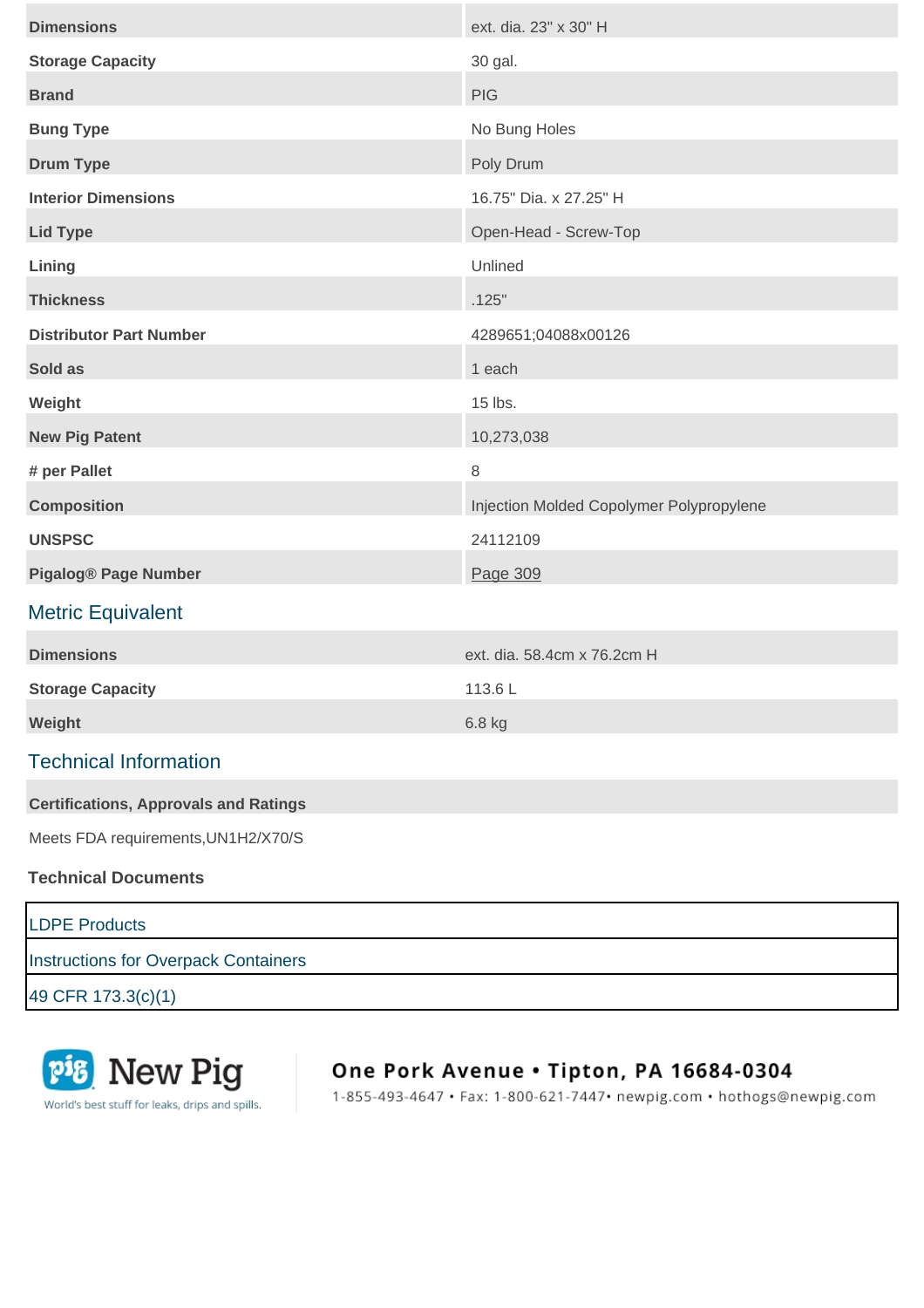| | |
|---|---|
| **Dimensions** | ext. dia. 23" x 30" H |
| **Storage Capacity** | 30 gal. |
| **Brand** | PIG |
| **Bung Type** | No Bung Holes |
| **Drum Type** | Poly Drum |
| **Interior Dimensions** | 16.75" Dia. x 27.25" H |
| **Lid Type** | Open-Head - Screw-Top |
| **Lining** | Unlined |
| **Thickness** | .125" |
| **Distributor Part Number** | 4289651;04088x00126 |
| **Sold as** | 1 each |
| **Weight** | 15 lbs. |
| **New Pig Patent** | 10,273,038 |
| **# per Pallet** | 8 |
| **Composition** | Injection Molded Copolymer Polypropylene |
| **UNSPSC** | 24112109 |
| **Pigalog® Page Number** | Page 309 |

## Metric Equivalent

| | |
|---|---|
| **Dimensions** | ext. dia. 58.4cm x 76.2cm H |
| **Storage Capacity** | 113.6 L |
| **Weight** | 6.8 kg |

## Technical Information

**Certifications, Approvals and Ratings**

Meets FDA requirements,UN1H2/X70/S

### Technical Documents

| |
|---|
| LDPE Products |
| Instructions for Overpack Containers |
| 49 CFR 173.3(c)(1) |

New Pig
World's best stuff for leaks, drips and spills.

**One Pork Avenue • Tipton, PA 16684-0304**
1-855-493-4647 • Fax: 1-800-621-7447• newpig.com • hothogs@newpig.com